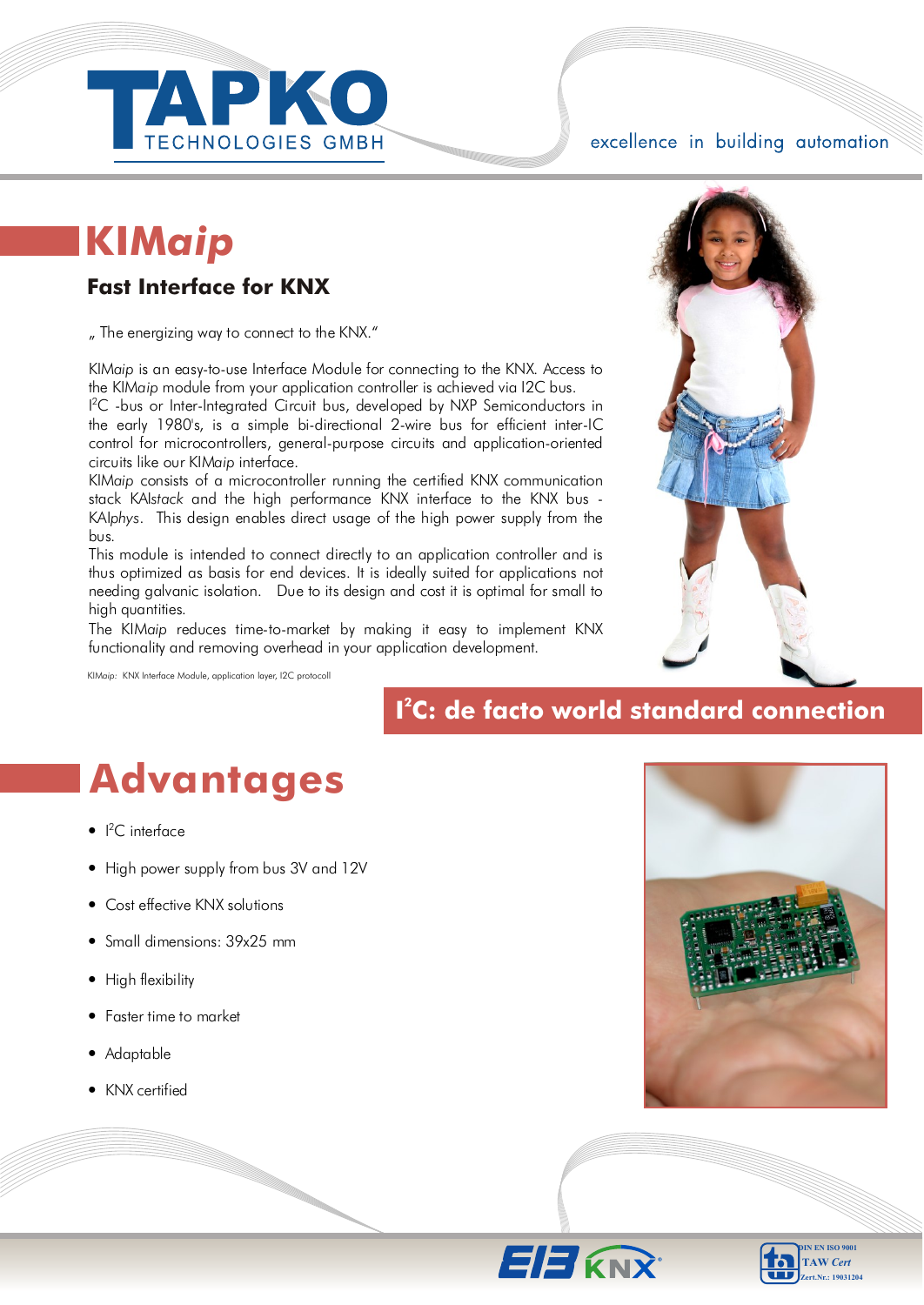TAPKO TECHNOLOGIES GMBH

excellence in building automation

# KIM*aip*

## Fast Interface for KNX

„ The energizing way to connect to the KNX."

KIM*aip* is an easy-to-use Interface Module for connecting to the KNX. Access to the KIM*aip* module from your application controller is achieved via I2C bus.
I²C -bus or Inter-Integrated Circuit bus, developed by NXP Semiconductors in the early 1980's, is a simple bi-directional 2-wire bus for efficient inter-IC control for microcontrollers, general-purpose circuits and application-oriented circuits like our KIM*aip* interface.
KIM*aip* consists of a microcontroller running the certified KNX communication stack KAI*stack* and the high performance KNX interface to the KNX bus - KAI*phys*. This design enables direct usage of the high power supply from the bus.
This module is intended to connect directly to an application controller and is thus optimized as basis for end devices. It is ideally suited for applications not needing galvanic isolation. Due to its design and cost it is optimal for small to high quantities.
The KIM*aip* reduces time-to-market by making it easy to implement KNX functionality and removing overhead in your application development.

KIM*aip*: KNX Interface Module, application layer, I2C protocoll

**I²C: de facto world standard connection**

# Advantages

- I²C interface
- High power supply from bus 3V and 12V
- Cost effective KNX solutions
- Small dimensions: 39x25 mm
- High flexibility
- Faster time to market
- Adaptable
- KNX certified

EIB KNX

DIN EN ISO 9001 TAW Cert Zert.Nr.: 19031204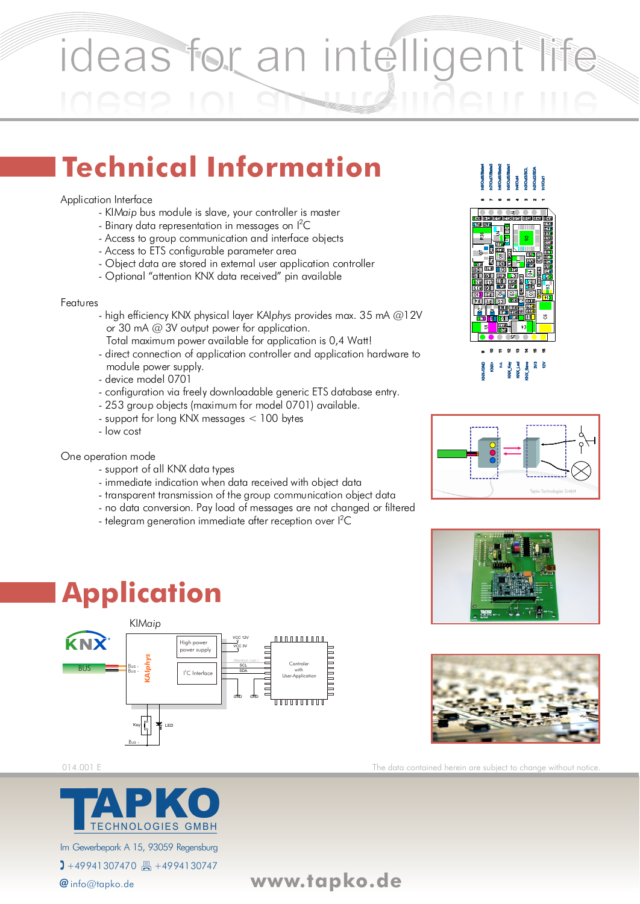ideas for an intelligent life

# Technical Information

Application Interface

- KIM*aip* bus module is slave, your controller is master
- Binary data representation in messages on I²C
- Access to group communication and interface objects
- Access to ETS configurable parameter area
- Object data are stored in external user application controller
- Optional "attention KNX data received" pin available

Features

- high efficiency KNX physical layer KAI*phys* provides max. 35 mA @12V or 30 mA @ 3V output power for application.
  Total maximum power available for application is 0,4 Watt!
- direct connection of application controller and application hardware to module power supply.
- device model 0701
- configuration via freely downloadable generic ETS database entry.
- 253 group objects (maximum for model 0701) available.
- support for long KNX messages < 100 bytes
- low cost

One operation mode

- support of all KNX data types
- immediate indication when data received with object data
- transparent transmission of the group communication object data
- no data conversion. Pay load of messages are not changed or filtered
- telegram generation immediate after reception over I²C

# Application

KIM*aip*

KNX
BUS
Bus +
Bus -
KAI*phys*
High power power supply
I²C Interface
VCC 12V
VCC 3V
Attention (opt.)
SCL
SDA
GND
GND
Controler with User-Application
Key
LED
Bus -

014.001 E

The data contained herein are subject to change without notice.

TAPKO TECHNOLOGIES GMBH

Im Gewerbepark A 15, 93059 Regensburg

+49941307470 +4994130747

info@tapko.de

www.tapko.de